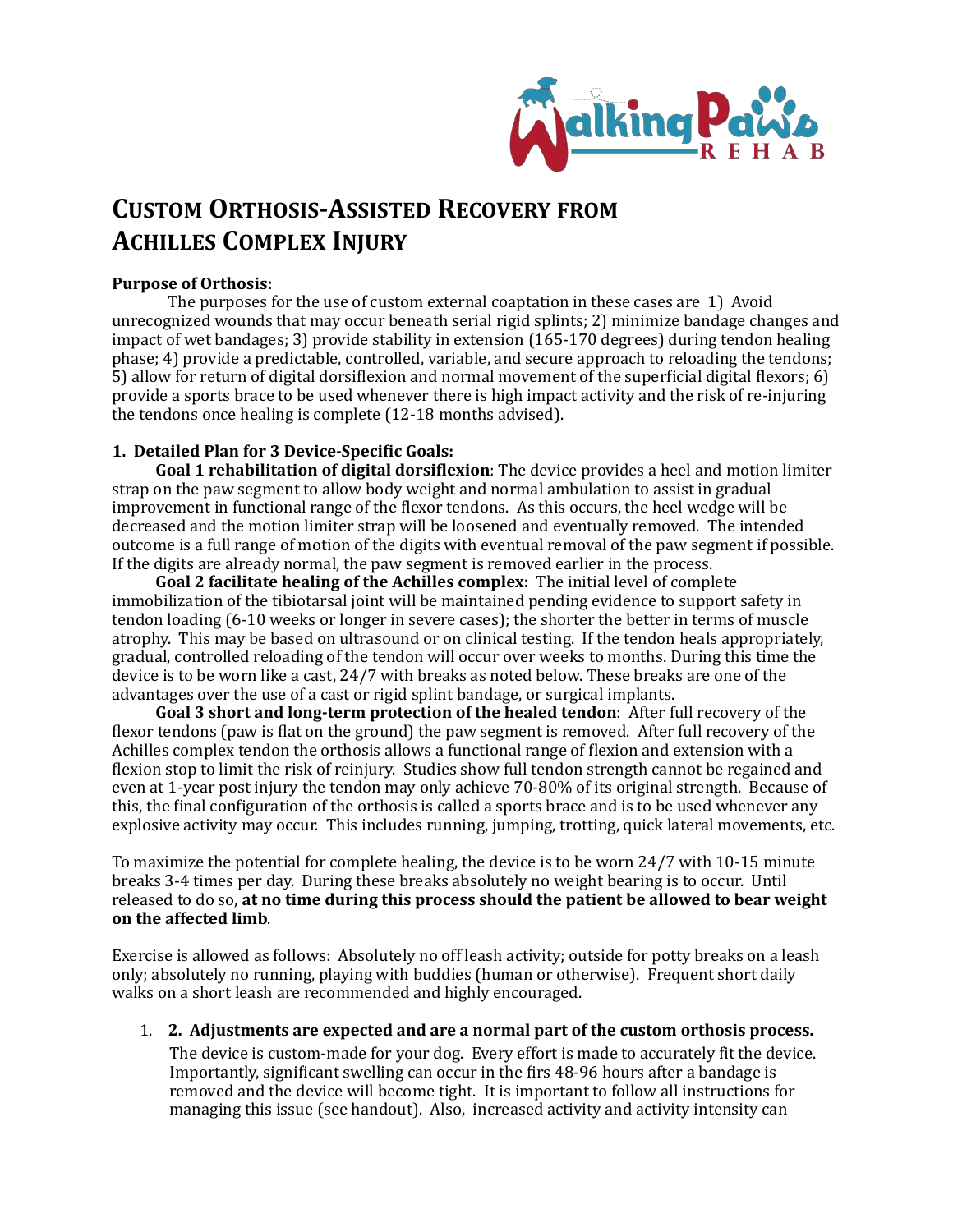# Custom Orthosis-Assisted Recovery from Achilles Complex Injury

**Purpose of Orthosis:**

The purposes for the use of custom external coaptation in these cases are 1) Avoid unrecognized wounds that may occur beneath serial rigid splints; 2) minimize bandage changes and impact of wet bandages; 3) provide stability in extension (165-170 degrees) during tendon healing phase; 4) provide a predictable, controlled, variable, and secure approach to reloading the tendons; 5) allow for return of digital dorsiflexion and normal movement of the superficial digital flexors; 6) provide a sports brace to be used whenever there is high impact activity and the risk of re-injuring the tendons once healing is complete (12-18 months advised).

**1. Detailed Plan for 3 Device-Specific Goals:**

**Goal 1 rehabilitation of digital dorsiflexion**: The device provides a heel and motion limiter strap on the paw segment to allow body weight and normal ambulation to assist in gradual improvement in functional range of the flexor tendons. As this occurs, the heel wedge will be decreased and the motion limiter strap will be loosened and eventually removed. The intended outcome is a full range of motion of the digits with eventual removal of the paw segment if possible. If the digits are already normal, the paw segment is removed earlier in the process.

**Goal 2 facilitate healing of the Achilles complex:** The initial level of complete immobilization of the tibiotarsal joint will be maintained pending evidence to support safety in tendon loading (6-10 weeks or longer in severe cases); the shorter the better in terms of muscle atrophy. This may be based on ultrasound or on clinical testing. If the tendon heals appropriately, gradual, controlled reloading of the tendon will occur over weeks to months. During this time the device is to be worn like a cast, 24/7 with breaks as noted below. These breaks are one of the advantages over the use of a cast or rigid splint bandage, or surgical implants.

**Goal 3 short and long-term protection of the healed tendon**: After full recovery of the flexor tendons (paw is flat on the ground) the paw segment is removed. After full recovery of the Achilles complex tendon the orthosis allows a functional range of flexion and extension with a flexion stop to limit the risk of reinjury. Studies show full tendon strength cannot be regained and even at 1-year post injury the tendon may only achieve 70-80% of its original strength. Because of this, the final configuration of the orthosis is called a sports brace and is to be used whenever any explosive activity may occur. This includes running, jumping, trotting, quick lateral movements, etc.

To maximize the potential for complete healing, the device is to be worn 24/7 with 10-15 minute breaks 3-4 times per day. During these breaks absolutely no weight bearing is to occur. Until released to do so, **at no time during this process should the patient be allowed to bear weight on the affected limb**.

Exercise is allowed as follows: Absolutely no off leash activity; outside for potty breaks on a leash only; absolutely no running, playing with buddies (human or otherwise). Frequent short daily walks on a short leash are recommended and highly encouraged.

1. **2. Adjustments are expected and are a normal part of the custom orthosis process.**

   The device is custom-made for your dog. Every effort is made to accurately fit the device. Importantly, significant swelling can occur in the firs 48-96 hours after a bandage is removed and the device will become tight. It is important to follow all instructions for managing this issue (see handout). Also, increased activity and activity intensity can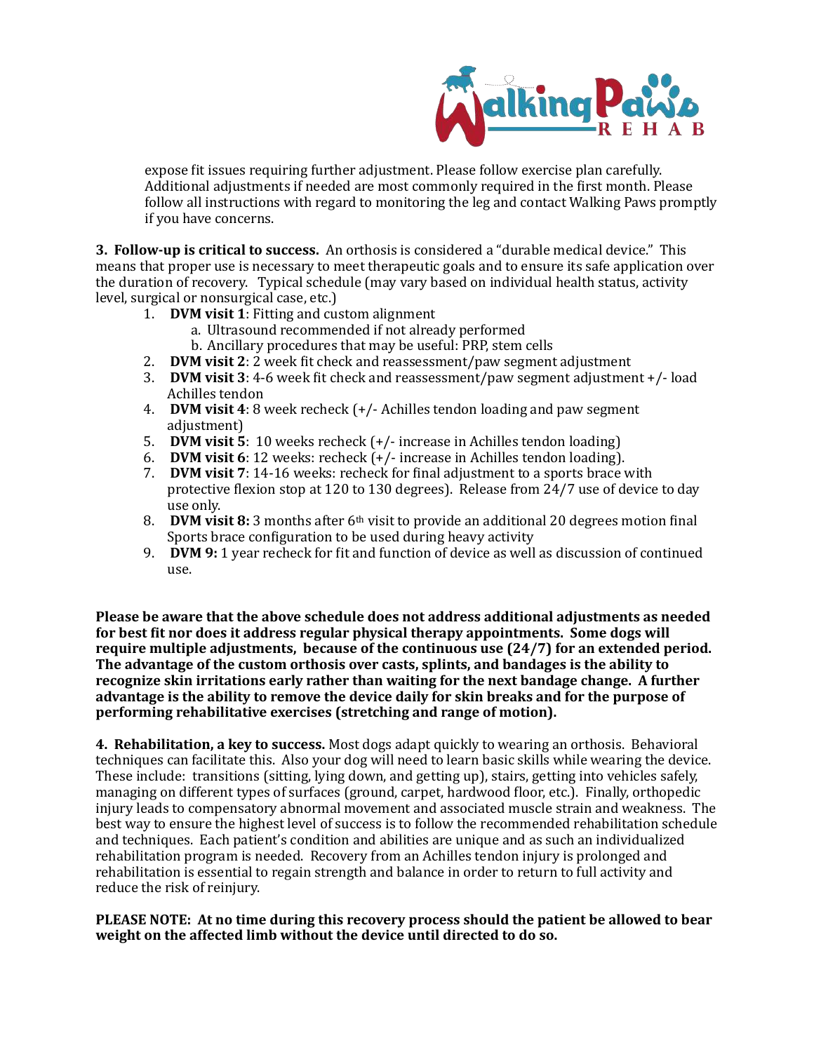expose fit issues requiring further adjustment. Please follow exercise plan carefully. Additional adjustments if needed are most commonly required in the first month. Please follow all instructions with regard to monitoring the leg and contact Walking Paws promptly if you have concerns.

**3. Follow-up is critical to success.** An orthosis is considered a "durable medical device." This means that proper use is necessary to meet therapeutic goals and to ensure its safe application over the duration of recovery. Typical schedule (may vary based on individual health status, activity level, surgical or nonsurgical case, etc.)

1. **DVM visit 1**: Fitting and custom alignment
   a. Ultrasound recommended if not already performed
   b. Ancillary procedures that may be useful: PRP, stem cells
2. **DVM visit 2**: 2 week fit check and reassessment/paw segment adjustment
3. **DVM visit 3**: 4-6 week fit check and reassessment/paw segment adjustment +/- load Achilles tendon
4. **DVM visit 4**: 8 week recheck (+/- Achilles tendon loading and paw segment adjustment)
5. **DVM visit 5**: 10 weeks recheck (+/- increase in Achilles tendon loading)
6. **DVM visit 6**: 12 weeks: recheck (+/- increase in Achilles tendon loading).
7. **DVM visit 7**: 14-16 weeks: recheck for final adjustment to a sports brace with protective flexion stop at 120 to 130 degrees). Release from 24/7 use of device to day use only.
8. **DVM visit 8:** 3 months after 6th visit to provide an additional 20 degrees motion final Sports brace configuration to be used during heavy activity
9. **DVM 9:** 1 year recheck for fit and function of device as well as discussion of continued use.

**Please be aware that the above schedule does not address additional adjustments as needed for best fit nor does it address regular physical therapy appointments. Some dogs will require multiple adjustments, because of the continuous use (24/7) for an extended period. The advantage of the custom orthosis over casts, splints, and bandages is the ability to recognize skin irritations early rather than waiting for the next bandage change. A further advantage is the ability to remove the device daily for skin breaks and for the purpose of performing rehabilitative exercises (stretching and range of motion).**

**4. Rehabilitation, a key to success.** Most dogs adapt quickly to wearing an orthosis. Behavioral techniques can facilitate this. Also your dog will need to learn basic skills while wearing the device. These include: transitions (sitting, lying down, and getting up), stairs, getting into vehicles safely, managing on different types of surfaces (ground, carpet, hardwood floor, etc.). Finally, orthopedic injury leads to compensatory abnormal movement and associated muscle strain and weakness. The best way to ensure the highest level of success is to follow the recommended rehabilitation schedule and techniques. Each patient's condition and abilities are unique and as such an individualized rehabilitation program is needed. Recovery from an Achilles tendon injury is prolonged and rehabilitation is essential to regain strength and balance in order to return to full activity and reduce the risk of reinjury.

**PLEASE NOTE: At no time during this recovery process should the patient be allowed to bear weight on the affected limb without the device until directed to do so.**